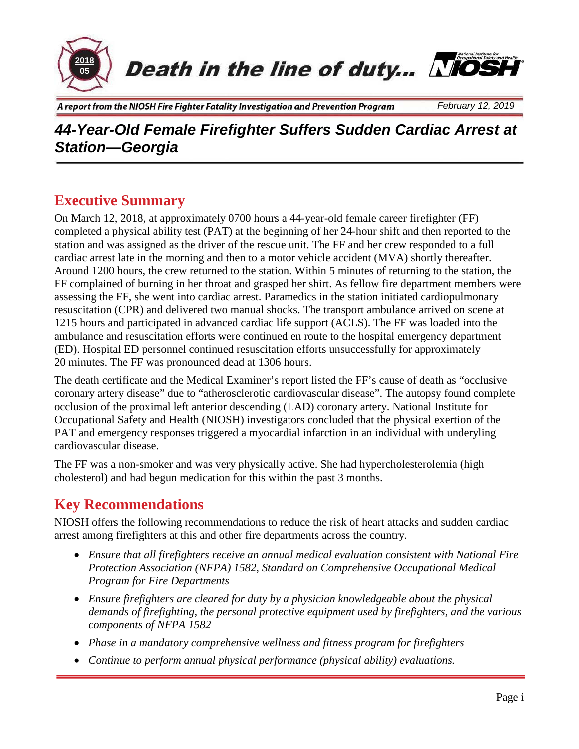2018
05

# Death in the line of duty...

A report from the NIOSH Fire Fighter Fatality Investigation and Prevention Program — February 12, 2019

## 44-Year-Old Female Firefighter Suffers Sudden Cardiac Arrest at Station—Georgia

## Executive Summary

On March 12, 2018, at approximately 0700 hours a 44-year-old female career firefighter (FF) completed a physical ability test (PAT) at the beginning of her 24-hour shift and then reported to the station and was assigned as the driver of the rescue unit. The FF and her crew responded to a full cardiac arrest late in the morning and then to a motor vehicle accident (MVA) shortly thereafter. Around 1200 hours, the crew returned to the station. Within 5 minutes of returning to the station, the FF complained of burning in her throat and grasped her shirt. As fellow fire department members were assessing the FF, she went into cardiac arrest. Paramedics in the station initiated cardiopulmonary resuscitation (CPR) and delivered two manual shocks. The transport ambulance arrived on scene at 1215 hours and participated in advanced cardiac life support (ACLS). The FF was loaded into the ambulance and resuscitation efforts were continued en route to the hospital emergency department (ED). Hospital ED personnel continued resuscitation efforts unsuccessfully for approximately 20 minutes. The FF was pronounced dead at 1306 hours.

The death certificate and the Medical Examiner's report listed the FF's cause of death as "occlusive coronary artery disease" due to "atherosclerotic cardiovascular disease". The autopsy found complete occlusion of the proximal left anterior descending (LAD) coronary artery. National Institute for Occupational Safety and Health (NIOSH) investigators concluded that the physical exertion of the PAT and emergency responses triggered a myocardial infarction in an individual with underlying cardiovascular disease.

The FF was a non-smoker and was very physically active. She had hypercholesterolemia (high cholesterol) and had begun medication for this within the past 3 months.

## Key Recommendations

NIOSH offers the following recommendations to reduce the risk of heart attacks and sudden cardiac arrest among firefighters at this and other fire departments across the country.

- *Ensure that all firefighters receive an annual medical evaluation consistent with National Fire Protection Association (NFPA) 1582, Standard on Comprehensive Occupational Medical Program for Fire Departments*
- *Ensure firefighters are cleared for duty by a physician knowledgeable about the physical demands of firefighting, the personal protective equipment used by firefighters, and the various components of NFPA 1582*
- *Phase in a mandatory comprehensive wellness and fitness program for firefighters*
- *Continue to perform annual physical performance (physical ability) evaluations.*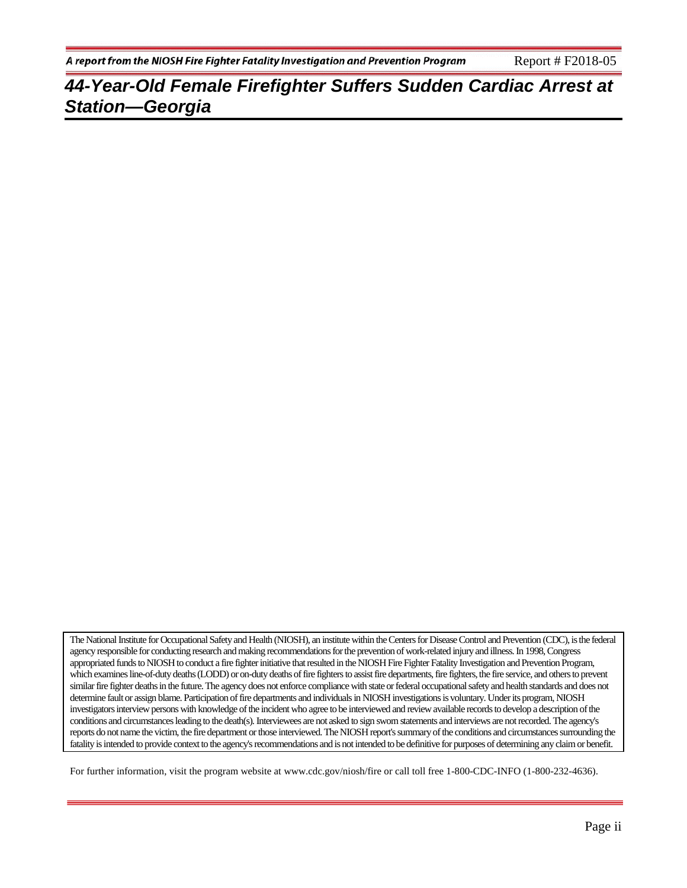# 44-Year-Old Female Firefighter Suffers Sudden Cardiac Arrest at Station—Georgia

The National Institute for Occupational Safety and Health (NIOSH), an institute within the Centers for Disease Control and Prevention (CDC), is the federal agency responsible for conducting research and making recommendations for the prevention of work-related injury and illness. In 1998, Congress appropriated funds to NIOSH to conduct a fire fighter initiative that resulted in the NIOSH Fire Fighter Fatality Investigation and Prevention Program, which examines line-of-duty deaths (LODD) or on-duty deaths of fire fighters to assist fire departments, fire fighters, the fire service, and others to prevent similar fire fighter deaths in the future. The agency does not enforce compliance with state or federal occupational safety and health standards and does not determine fault or assign blame. Participation of fire departments and individuals in NIOSH investigations is voluntary. Under its program, NIOSH investigators interview persons with knowledge of the incident who agree to be interviewed and review available records to develop a description of the conditions and circumstances leading to the death(s). Interviewees are not asked to sign sworn statements and interviews are not recorded. The agency's reports do not name the victim, the fire department or those interviewed. The NIOSH report's summary of the conditions and circumstances surrounding the fatality is intended to provide context to the agency's recommendations and is not intended to be definitive for purposes of determining any claim or benefit.

For further information, visit the program website at www.cdc.gov/niosh/fire or call toll free 1-800-CDC-INFO (1-800-232-4636).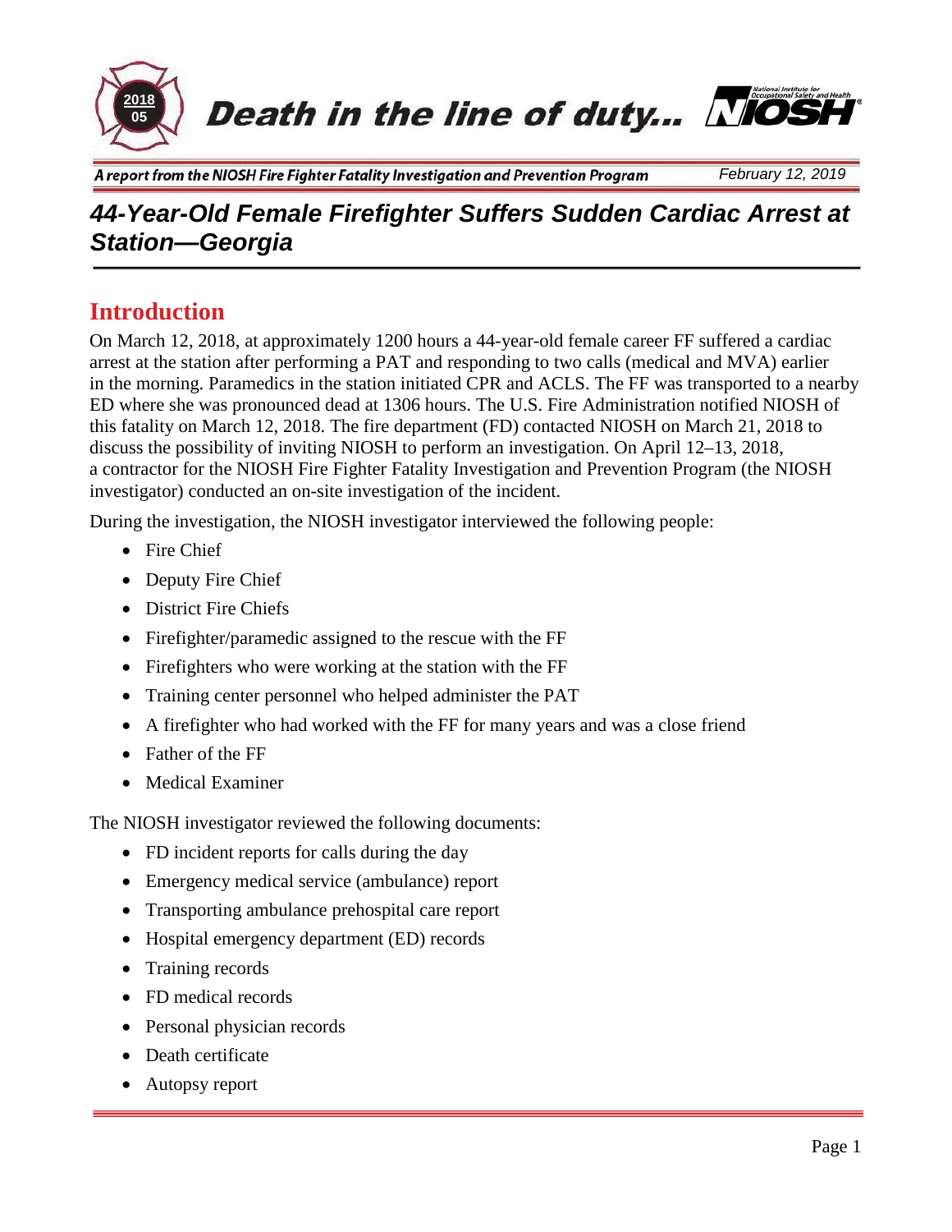# 44-Year-Old Female Firefighter Suffers Sudden Cardiac Arrest at Station—Georgia

## Introduction

On March 12, 2018, at approximately 1200 hours a 44-year-old female career FF suffered a cardiac arrest at the station after performing a PAT and responding to two calls (medical and MVA) earlier in the morning. Paramedics in the station initiated CPR and ACLS. The FF was transported to a nearby ED where she was pronounced dead at 1306 hours. The U.S. Fire Administration notified NIOSH of this fatality on March 12, 2018. The fire department (FD) contacted NIOSH on March 21, 2018 to discuss the possibility of inviting NIOSH to perform an investigation. On April 12–13, 2018, a contractor for the NIOSH Fire Fighter Fatality Investigation and Prevention Program (the NIOSH investigator) conducted an on-site investigation of the incident.

During the investigation, the NIOSH investigator interviewed the following people:

- Fire Chief
- Deputy Fire Chief
- District Fire Chiefs
- Firefighter/paramedic assigned to the rescue with the FF
- Firefighters who were working at the station with the FF
- Training center personnel who helped administer the PAT
- A firefighter who had worked with the FF for many years and was a close friend
- Father of the FF
- Medical Examiner

The NIOSH investigator reviewed the following documents:

- FD incident reports for calls during the day
- Emergency medical service (ambulance) report
- Transporting ambulance prehospital care report
- Hospital emergency department (ED) records
- Training records
- FD medical records
- Personal physician records
- Death certificate
- Autopsy report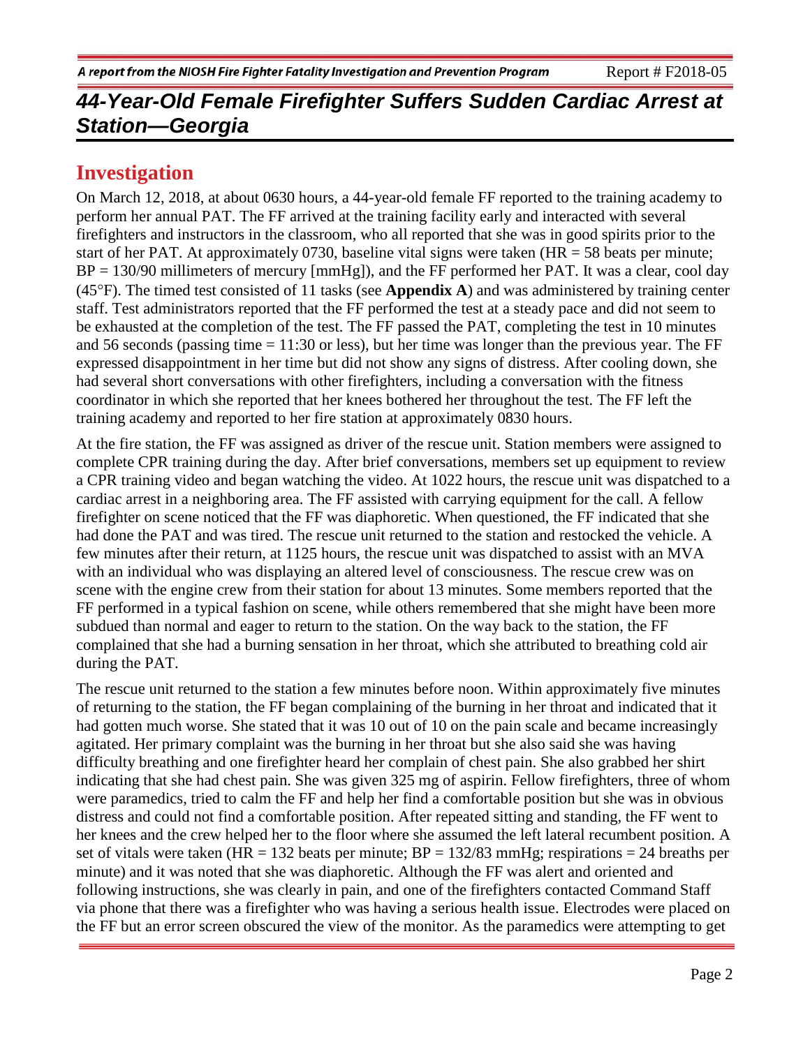# 44-Year-Old Female Firefighter Suffers Sudden Cardiac Arrest at Station—Georgia

## Investigation

On March 12, 2018, at about 0630 hours, a 44-year-old female FF reported to the training academy to perform her annual PAT. The FF arrived at the training facility early and interacted with several firefighters and instructors in the classroom, who all reported that she was in good spirits prior to the start of her PAT. At approximately 0730, baseline vital signs were taken (HR = 58 beats per minute; BP = 130/90 millimeters of mercury [mmHg]), and the FF performed her PAT. It was a clear, cool day (45°F). The timed test consisted of 11 tasks (see **Appendix A**) and was administered by training center staff. Test administrators reported that the FF performed the test at a steady pace and did not seem to be exhausted at the completion of the test. The FF passed the PAT, completing the test in 10 minutes and 56 seconds (passing time = 11:30 or less), but her time was longer than the previous year. The FF expressed disappointment in her time but did not show any signs of distress. After cooling down, she had several short conversations with other firefighters, including a conversation with the fitness coordinator in which she reported that her knees bothered her throughout the test. The FF left the training academy and reported to her fire station at approximately 0830 hours.

At the fire station, the FF was assigned as driver of the rescue unit. Station members were assigned to complete CPR training during the day. After brief conversations, members set up equipment to review a CPR training video and began watching the video. At 1022 hours, the rescue unit was dispatched to a cardiac arrest in a neighboring area. The FF assisted with carrying equipment for the call. A fellow firefighter on scene noticed that the FF was diaphoretic. When questioned, the FF indicated that she had done the PAT and was tired. The rescue unit returned to the station and restocked the vehicle. A few minutes after their return, at 1125 hours, the rescue unit was dispatched to assist with an MVA with an individual who was displaying an altered level of consciousness. The rescue crew was on scene with the engine crew from their station for about 13 minutes. Some members reported that the FF performed in a typical fashion on scene, while others remembered that she might have been more subdued than normal and eager to return to the station. On the way back to the station, the FF complained that she had a burning sensation in her throat, which she attributed to breathing cold air during the PAT.

The rescue unit returned to the station a few minutes before noon. Within approximately five minutes of returning to the station, the FF began complaining of the burning in her throat and indicated that it had gotten much worse. She stated that it was 10 out of 10 on the pain scale and became increasingly agitated. Her primary complaint was the burning in her throat but she also said she was having difficulty breathing and one firefighter heard her complain of chest pain. She also grabbed her shirt indicating that she had chest pain. She was given 325 mg of aspirin. Fellow firefighters, three of whom were paramedics, tried to calm the FF and help her find a comfortable position but she was in obvious distress and could not find a comfortable position. After repeated sitting and standing, the FF went to her knees and the crew helped her to the floor where she assumed the left lateral recumbent position. A set of vitals were taken (HR = 132 beats per minute; BP = 132/83 mmHg; respirations = 24 breaths per minute) and it was noted that she was diaphoretic. Although the FF was alert and oriented and following instructions, she was clearly in pain, and one of the firefighters contacted Command Staff via phone that there was a firefighter who was having a serious health issue. Electrodes were placed on the FF but an error screen obscured the view of the monitor. As the paramedics were attempting to get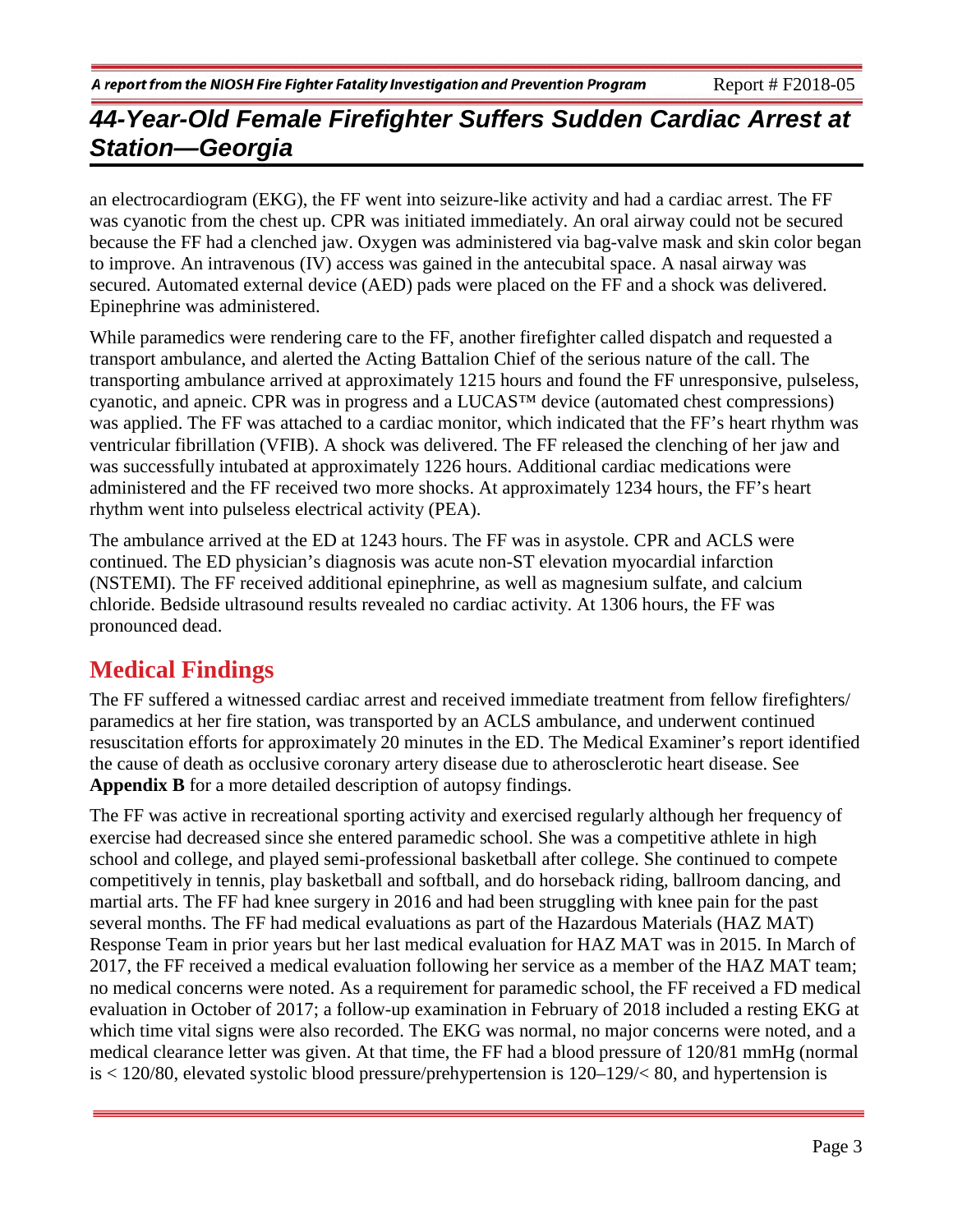an electrocardiogram (EKG), the FF went into seizure-like activity and had a cardiac arrest. The FF was cyanotic from the chest up. CPR was initiated immediately. An oral airway could not be secured because the FF had a clenched jaw. Oxygen was administered via bag-valve mask and skin color began to improve. An intravenous (IV) access was gained in the antecubital space. A nasal airway was secured. Automated external device (AED) pads were placed on the FF and a shock was delivered. Epinephrine was administered.

While paramedics were rendering care to the FF, another firefighter called dispatch and requested a transport ambulance, and alerted the Acting Battalion Chief of the serious nature of the call. The transporting ambulance arrived at approximately 1215 hours and found the FF unresponsive, pulseless, cyanotic, and apneic. CPR was in progress and a LUCAS™ device (automated chest compressions) was applied. The FF was attached to a cardiac monitor, which indicated that the FF's heart rhythm was ventricular fibrillation (VFIB). A shock was delivered. The FF released the clenching of her jaw and was successfully intubated at approximately 1226 hours. Additional cardiac medications were administered and the FF received two more shocks. At approximately 1234 hours, the FF's heart rhythm went into pulseless electrical activity (PEA).

The ambulance arrived at the ED at 1243 hours. The FF was in asystole. CPR and ACLS were continued. The ED physician's diagnosis was acute non-ST elevation myocardial infarction (NSTEMI). The FF received additional epinephrine, as well as magnesium sulfate, and calcium chloride. Bedside ultrasound results revealed no cardiac activity. At 1306 hours, the FF was pronounced dead.

## Medical Findings

The FF suffered a witnessed cardiac arrest and received immediate treatment from fellow firefighters/ paramedics at her fire station, was transported by an ACLS ambulance, and underwent continued resuscitation efforts for approximately 20 minutes in the ED. The Medical Examiner's report identified the cause of death as occlusive coronary artery disease due to atherosclerotic heart disease. See **Appendix B** for a more detailed description of autopsy findings.

The FF was active in recreational sporting activity and exercised regularly although her frequency of exercise had decreased since she entered paramedic school. She was a competitive athlete in high school and college, and played semi-professional basketball after college. She continued to compete competitively in tennis, play basketball and softball, and do horseback riding, ballroom dancing, and martial arts. The FF had knee surgery in 2016 and had been struggling with knee pain for the past several months. The FF had medical evaluations as part of the Hazardous Materials (HAZ MAT) Response Team in prior years but her last medical evaluation for HAZ MAT was in 2015. In March of 2017, the FF received a medical evaluation following her service as a member of the HAZ MAT team; no medical concerns were noted. As a requirement for paramedic school, the FF received a FD medical evaluation in October of 2017; a follow-up examination in February of 2018 included a resting EKG at which time vital signs were also recorded. The EKG was normal, no major concerns were noted, and a medical clearance letter was given. At that time, the FF had a blood pressure of 120/81 mmHg (normal is < 120/80, elevated systolic blood pressure/prehypertension is 120–129/< 80, and hypertension is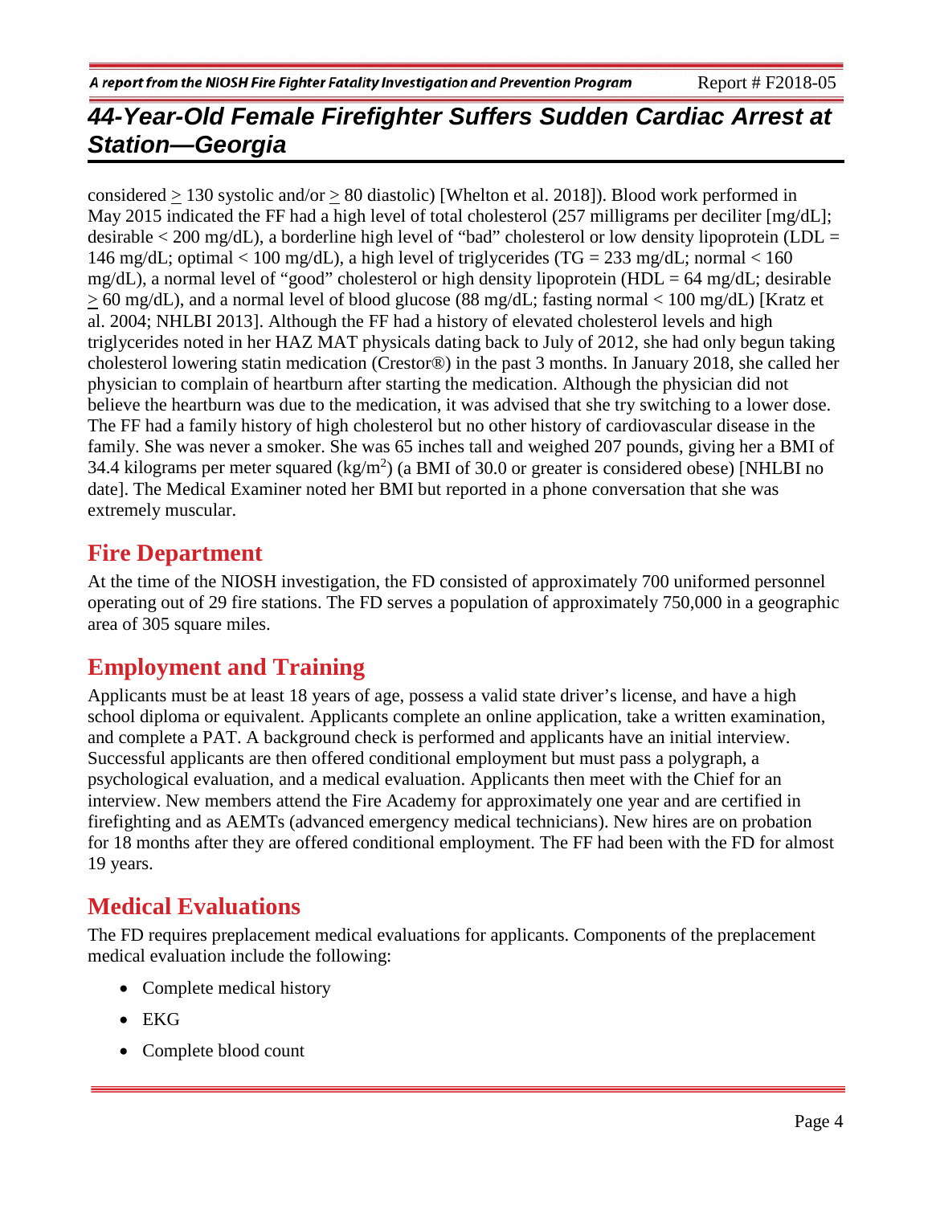considered ≥ 130 systolic and/or ≥ 80 diastolic) [Whelton et al. 2018]). Blood work performed in May 2015 indicated the FF had a high level of total cholesterol (257 milligrams per deciliter [mg/dL]; desirable < 200 mg/dL), a borderline high level of "bad" cholesterol or low density lipoprotein (LDL = 146 mg/dL; optimal < 100 mg/dL), a high level of triglycerides (TG = 233 mg/dL; normal < 160 mg/dL), a normal level of "good" cholesterol or high density lipoprotein (HDL = 64 mg/dL; desirable ≥ 60 mg/dL), and a normal level of blood glucose (88 mg/dL; fasting normal < 100 mg/dL) [Kratz et al. 2004; NHLBI 2013]. Although the FF had a history of elevated cholesterol levels and high triglycerides noted in her HAZ MAT physicals dating back to July of 2012, she had only begun taking cholesterol lowering statin medication (Crestor®) in the past 3 months. In January 2018, she called her physician to complain of heartburn after starting the medication. Although the physician did not believe the heartburn was due to the medication, it was advised that she try switching to a lower dose. The FF had a family history of high cholesterol but no other history of cardiovascular disease in the family. She was never a smoker. She was 65 inches tall and weighed 207 pounds, giving her a BMI of 34.4 kilograms per meter squared ($kg/m^2$) (a BMI of 30.0 or greater is considered obese) [NHLBI no date]. The Medical Examiner noted her BMI but reported in a phone conversation that she was extremely muscular.

## Fire Department

At the time of the NIOSH investigation, the FD consisted of approximately 700 uniformed personnel operating out of 29 fire stations. The FD serves a population of approximately 750,000 in a geographic area of 305 square miles.

## Employment and Training

Applicants must be at least 18 years of age, possess a valid state driver's license, and have a high school diploma or equivalent. Applicants complete an online application, take a written examination, and complete a PAT. A background check is performed and applicants have an initial interview. Successful applicants are then offered conditional employment but must pass a polygraph, a psychological evaluation, and a medical evaluation. Applicants then meet with the Chief for an interview. New members attend the Fire Academy for approximately one year and are certified in firefighting and as AEMTs (advanced emergency medical technicians). New hires are on probation for 18 months after they are offered conditional employment. The FF had been with the FD for almost 19 years.

## Medical Evaluations

The FD requires preplacement medical evaluations for applicants. Components of the preplacement medical evaluation include the following:

- Complete medical history
- EKG
- Complete blood count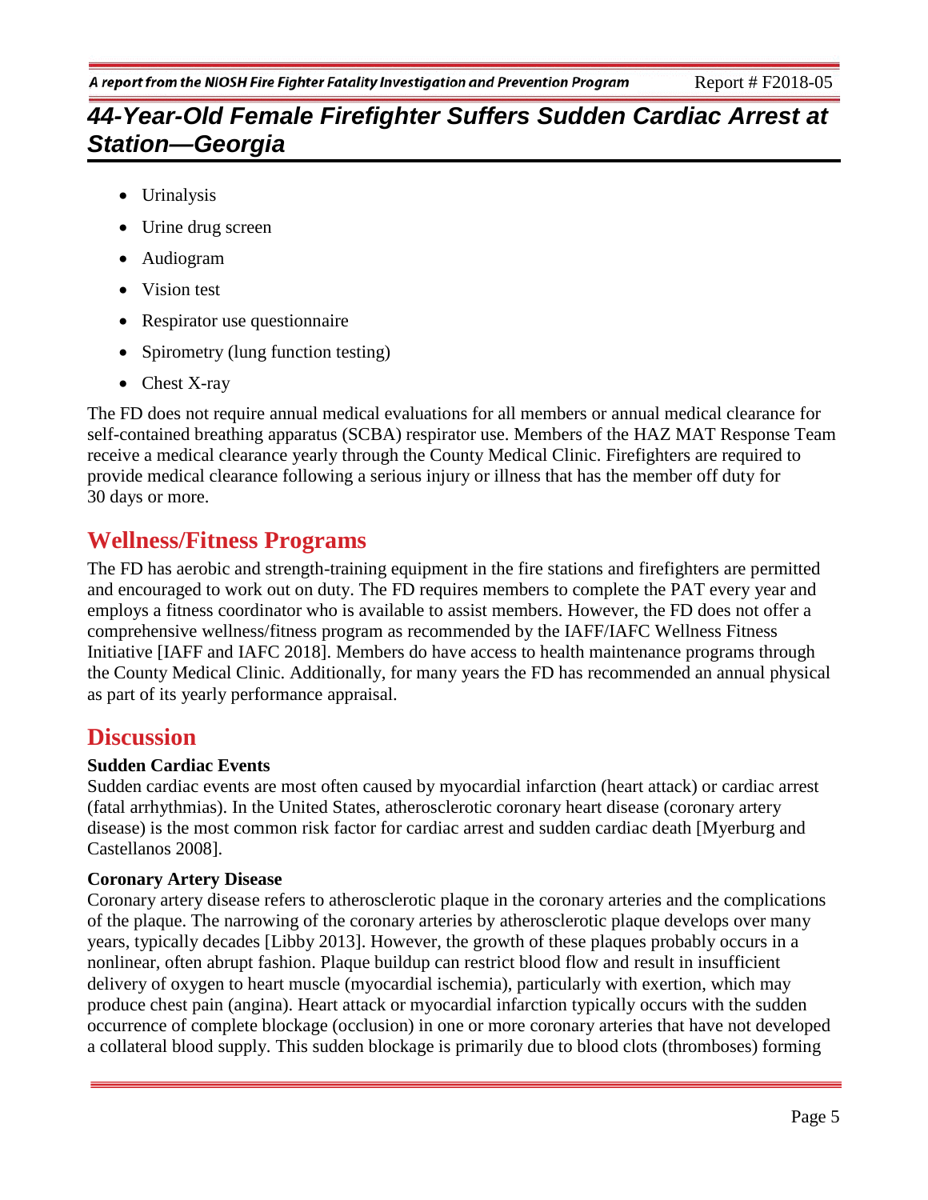- Urinalysis
- Urine drug screen
- Audiogram
- Vision test
- Respirator use questionnaire
- Spirometry (lung function testing)
- Chest X-ray

The FD does not require annual medical evaluations for all members or annual medical clearance for self-contained breathing apparatus (SCBA) respirator use. Members of the HAZ MAT Response Team receive a medical clearance yearly through the County Medical Clinic. Firefighters are required to provide medical clearance following a serious injury or illness that has the member off duty for 30 days or more.

## Wellness/Fitness Programs

The FD has aerobic and strength-training equipment in the fire stations and firefighters are permitted and encouraged to work out on duty. The FD requires members to complete the PAT every year and employs a fitness coordinator who is available to assist members. However, the FD does not offer a comprehensive wellness/fitness program as recommended by the IAFF/IAFC Wellness Fitness Initiative [IAFF and IAFC 2018]. Members do have access to health maintenance programs through the County Medical Clinic. Additionally, for many years the FD has recommended an annual physical as part of its yearly performance appraisal.

## Discussion

### Sudden Cardiac Events

Sudden cardiac events are most often caused by myocardial infarction (heart attack) or cardiac arrest (fatal arrhythmias). In the United States, atherosclerotic coronary heart disease (coronary artery disease) is the most common risk factor for cardiac arrest and sudden cardiac death [Myerburg and Castellanos 2008].

### Coronary Artery Disease

Coronary artery disease refers to atherosclerotic plaque in the coronary arteries and the complications of the plaque. The narrowing of the coronary arteries by atherosclerotic plaque develops over many years, typically decades [Libby 2013]. However, the growth of these plaques probably occurs in a nonlinear, often abrupt fashion. Plaque buildup can restrict blood flow and result in insufficient delivery of oxygen to heart muscle (myocardial ischemia), particularly with exertion, which may produce chest pain (angina). Heart attack or myocardial infarction typically occurs with the sudden occurrence of complete blockage (occlusion) in one or more coronary arteries that have not developed a collateral blood supply. This sudden blockage is primarily due to blood clots (thromboses) forming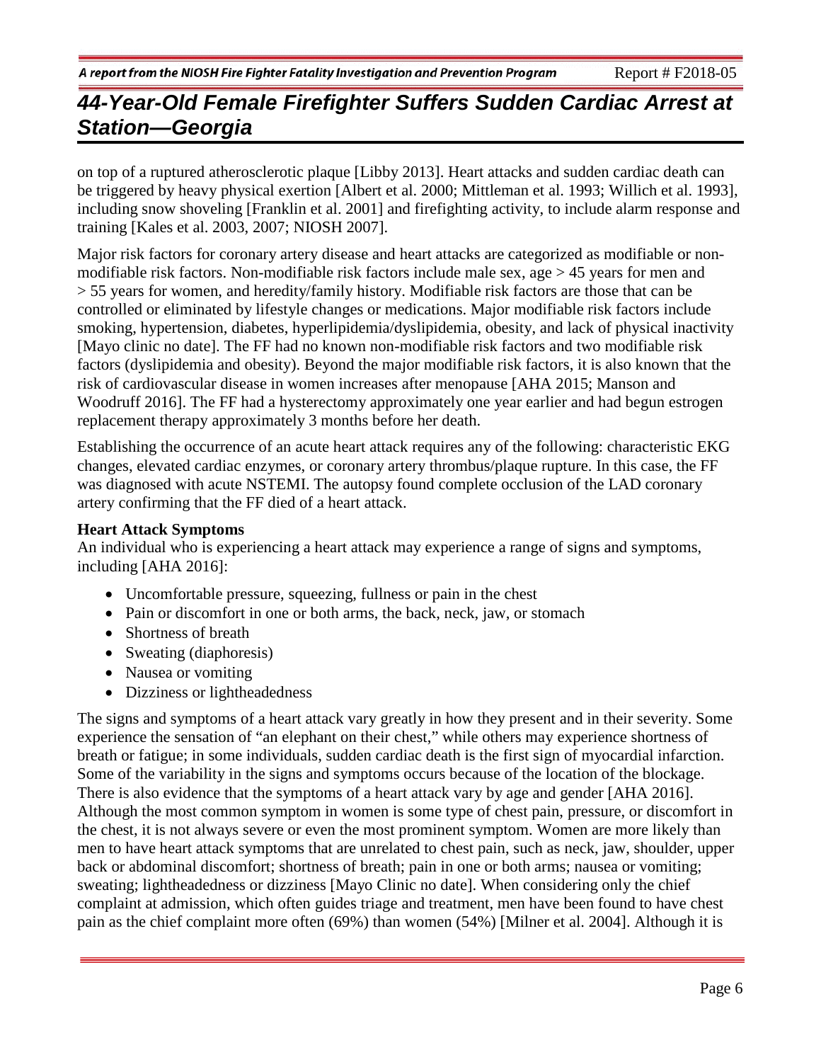on top of a ruptured atherosclerotic plaque [Libby 2013]. Heart attacks and sudden cardiac death can be triggered by heavy physical exertion [Albert et al. 2000; Mittleman et al. 1993; Willich et al. 1993], including snow shoveling [Franklin et al. 2001] and firefighting activity, to include alarm response and training [Kales et al. 2003, 2007; NIOSH 2007].

Major risk factors for coronary artery disease and heart attacks are categorized as modifiable or non-modifiable risk factors. Non-modifiable risk factors include male sex, age > 45 years for men and > 55 years for women, and heredity/family history. Modifiable risk factors are those that can be controlled or eliminated by lifestyle changes or medications. Major modifiable risk factors include smoking, hypertension, diabetes, hyperlipidemia/dyslipidemia, obesity, and lack of physical inactivity [Mayo clinic no date]. The FF had no known non-modifiable risk factors and two modifiable risk factors (dyslipidemia and obesity). Beyond the major modifiable risk factors, it is also known that the risk of cardiovascular disease in women increases after menopause [AHA 2015; Manson and Woodruff 2016]. The FF had a hysterectomy approximately one year earlier and had begun estrogen replacement therapy approximately 3 months before her death.

Establishing the occurrence of an acute heart attack requires any of the following: characteristic EKG changes, elevated cardiac enzymes, or coronary artery thrombus/plaque rupture. In this case, the FF was diagnosed with acute NSTEMI. The autopsy found complete occlusion of the LAD coronary artery confirming that the FF died of a heart attack.

**Heart Attack Symptoms**

An individual who is experiencing a heart attack may experience a range of signs and symptoms, including [AHA 2016]:

- Uncomfortable pressure, squeezing, fullness or pain in the chest
- Pain or discomfort in one or both arms, the back, neck, jaw, or stomach
- Shortness of breath
- Sweating (diaphoresis)
- Nausea or vomiting
- Dizziness or lightheadedness

The signs and symptoms of a heart attack vary greatly in how they present and in their severity. Some experience the sensation of "an elephant on their chest," while others may experience shortness of breath or fatigue; in some individuals, sudden cardiac death is the first sign of myocardial infarction. Some of the variability in the signs and symptoms occurs because of the location of the blockage. There is also evidence that the symptoms of a heart attack vary by age and gender [AHA 2016]. Although the most common symptom in women is some type of chest pain, pressure, or discomfort in the chest, it is not always severe or even the most prominent symptom. Women are more likely than men to have heart attack symptoms that are unrelated to chest pain, such as neck, jaw, shoulder, upper back or abdominal discomfort; shortness of breath; pain in one or both arms; nausea or vomiting; sweating; lightheadedness or dizziness [Mayo Clinic no date]. When considering only the chief complaint at admission, which often guides triage and treatment, men have been found to have chest pain as the chief complaint more often (69%) than women (54%) [Milner et al. 2004]. Although it is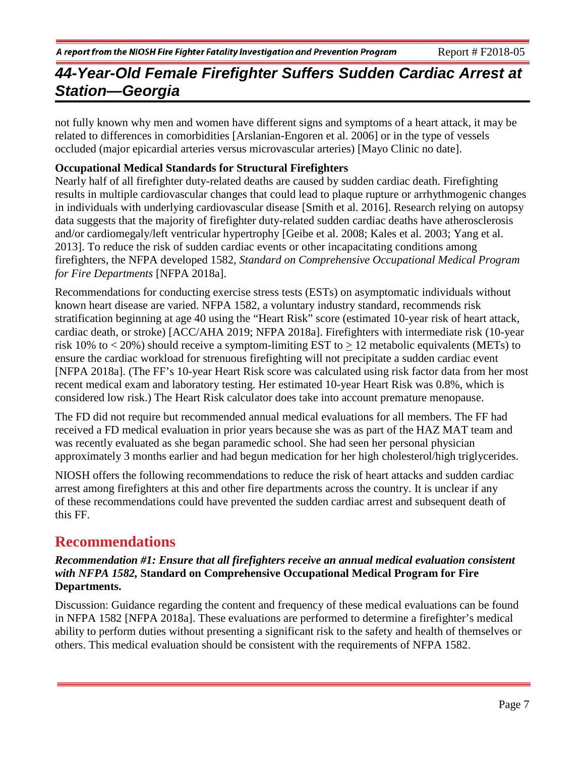not fully known why men and women have different signs and symptoms of a heart attack, it may be related to differences in comorbidities [Arslanian-Engoren et al. 2006] or in the type of vessels occluded (major epicardial arteries versus microvascular arteries) [Mayo Clinic no date].

**Occupational Medical Standards for Structural Firefighters**

Nearly half of all firefighter duty-related deaths are caused by sudden cardiac death. Firefighting results in multiple cardiovascular changes that could lead to plaque rupture or arrhythmogenic changes in individuals with underlying cardiovascular disease [Smith et al. 2016]. Research relying on autopsy data suggests that the majority of firefighter duty-related sudden cardiac deaths have atherosclerosis and/or cardiomegaly/left ventricular hypertrophy [Geibe et al. 2008; Kales et al. 2003; Yang et al. 2013]. To reduce the risk of sudden cardiac events or other incapacitating conditions among firefighters, the NFPA developed 1582, *Standard on Comprehensive Occupational Medical Program for Fire Departments* [NFPA 2018a].

Recommendations for conducting exercise stress tests (ESTs) on asymptomatic individuals without known heart disease are varied. NFPA 1582, a voluntary industry standard, recommends risk stratification beginning at age 40 using the "Heart Risk" score (estimated 10-year risk of heart attack, cardiac death, or stroke) [ACC/AHA 2019; NFPA 2018a]. Firefighters with intermediate risk (10-year risk 10% to < 20%) should receive a symptom-limiting EST to $\geq$ 12 metabolic equivalents (METs) to ensure the cardiac workload for strenuous firefighting will not precipitate a sudden cardiac event [NFPA 2018a]. (The FF's 10-year Heart Risk score was calculated using risk factor data from her most recent medical exam and laboratory testing. Her estimated 10-year Heart Risk was 0.8%, which is considered low risk.) The Heart Risk calculator does take into account premature menopause.

The FD did not require but recommended annual medical evaluations for all members. The FF had received a FD medical evaluation in prior years because she was as part of the HAZ MAT team and was recently evaluated as she began paramedic school. She had seen her personal physician approximately 3 months earlier and had begun medication for her high cholesterol/high triglycerides.

NIOSH offers the following recommendations to reduce the risk of heart attacks and sudden cardiac arrest among firefighters at this and other fire departments across the country. It is unclear if any of these recommendations could have prevented the sudden cardiac arrest and subsequent death of this FF.

## Recommendations

### *Recommendation #1: Ensure that all firefighters receive an annual medical evaluation consistent with NFPA 1582,* Standard on Comprehensive Occupational Medical Program for Fire Departments.

Discussion: Guidance regarding the content and frequency of these medical evaluations can be found in NFPA 1582 [NFPA 2018a]. These evaluations are performed to determine a firefighter's medical ability to perform duties without presenting a significant risk to the safety and health of themselves or others. This medical evaluation should be consistent with the requirements of NFPA 1582.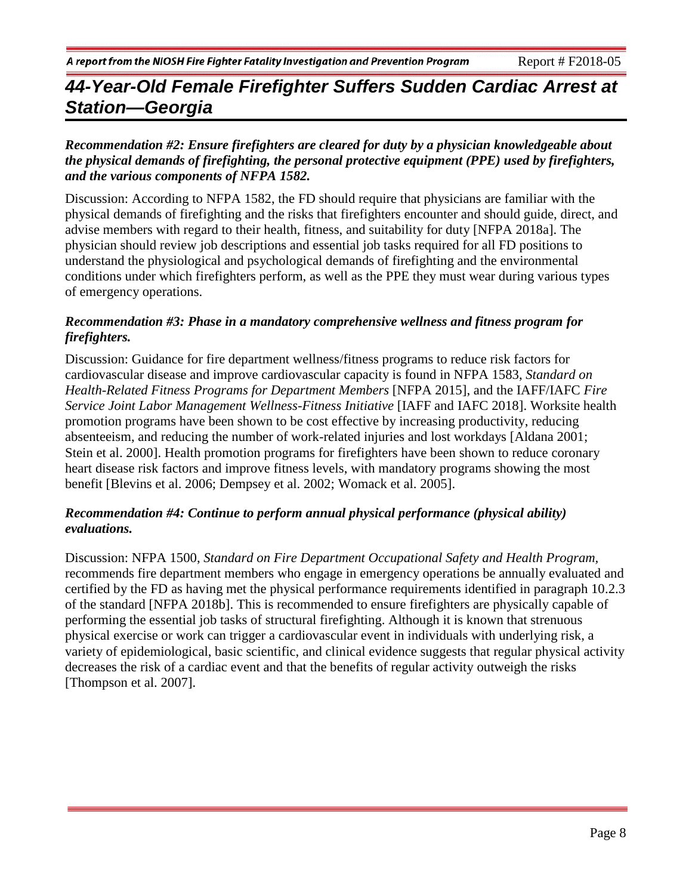*Recommendation #2: Ensure firefighters are cleared for duty by a physician knowledgeable about the physical demands of firefighting, the personal protective equipment (PPE) used by firefighters, and the various components of NFPA 1582.*

Discussion: According to NFPA 1582, the FD should require that physicians are familiar with the physical demands of firefighting and the risks that firefighters encounter and should guide, direct, and advise members with regard to their health, fitness, and suitability for duty [NFPA 2018a]. The physician should review job descriptions and essential job tasks required for all FD positions to understand the physiological and psychological demands of firefighting and the environmental conditions under which firefighters perform, as well as the PPE they must wear during various types of emergency operations.

*Recommendation #3: Phase in a mandatory comprehensive wellness and fitness program for firefighters.*

Discussion: Guidance for fire department wellness/fitness programs to reduce risk factors for cardiovascular disease and improve cardiovascular capacity is found in NFPA 1583, *Standard on Health-Related Fitness Programs for Department Members* [NFPA 2015], and the IAFF/IAFC *Fire Service Joint Labor Management Wellness-Fitness Initiative* [IAFF and IAFC 2018]. Worksite health promotion programs have been shown to be cost effective by increasing productivity, reducing absenteeism, and reducing the number of work-related injuries and lost workdays [Aldana 2001; Stein et al. 2000]. Health promotion programs for firefighters have been shown to reduce coronary heart disease risk factors and improve fitness levels, with mandatory programs showing the most benefit [Blevins et al. 2006; Dempsey et al. 2002; Womack et al. 2005].

*Recommendation #4: Continue to perform annual physical performance (physical ability) evaluations.*

Discussion: NFPA 1500, *Standard on Fire Department Occupational Safety and Health Program*, recommends fire department members who engage in emergency operations be annually evaluated and certified by the FD as having met the physical performance requirements identified in paragraph 10.2.3 of the standard [NFPA 2018b]. This is recommended to ensure firefighters are physically capable of performing the essential job tasks of structural firefighting. Although it is known that strenuous physical exercise or work can trigger a cardiovascular event in individuals with underlying risk, a variety of epidemiological, basic scientific, and clinical evidence suggests that regular physical activity decreases the risk of a cardiac event and that the benefits of regular activity outweigh the risks [Thompson et al. 2007].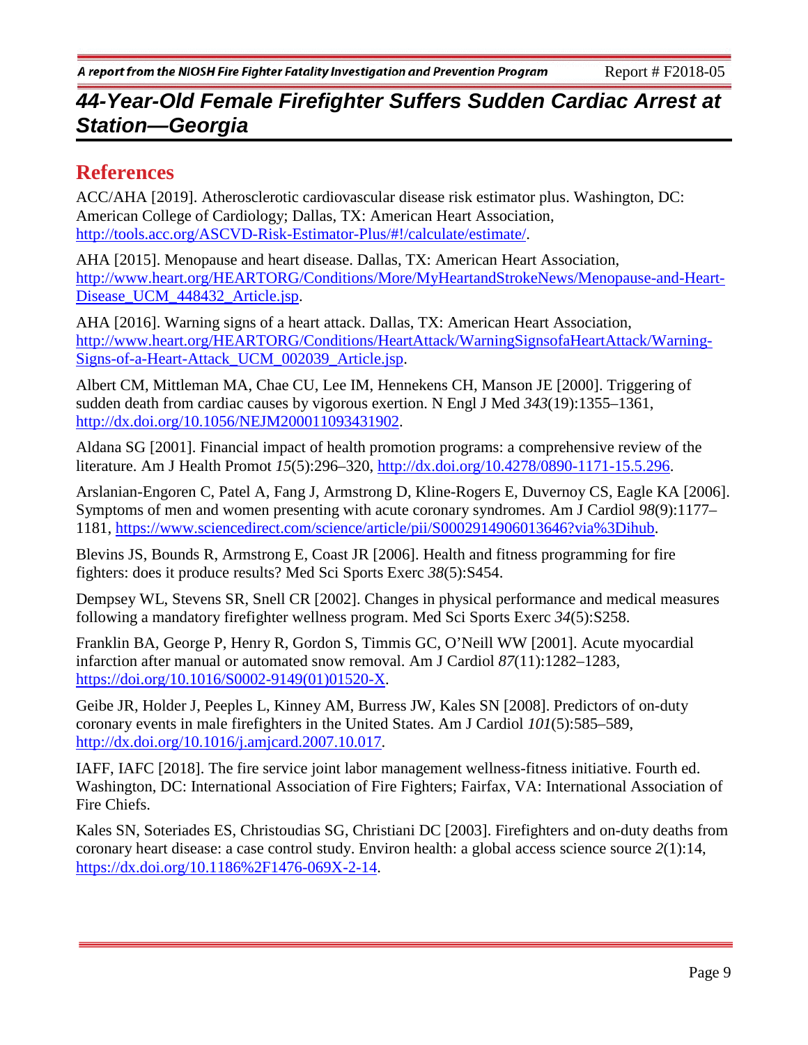## References

ACC/AHA [2019]. Atherosclerotic cardiovascular disease risk estimator plus. Washington, DC: American College of Cardiology; Dallas, TX: American Heart Association, http://tools.acc.org/ASCVD-Risk-Estimator-Plus/#!/calculate/estimate/.

AHA [2015]. Menopause and heart disease. Dallas, TX: American Heart Association, http://www.heart.org/HEARTORG/Conditions/More/MyHeartandStrokeNews/Menopause-and-Heart-Disease_UCM_448432_Article.jsp.

AHA [2016]. Warning signs of a heart attack. Dallas, TX: American Heart Association, http://www.heart.org/HEARTORG/Conditions/HeartAttack/WarningSignsofaHeartAttack/Warning-Signs-of-a-Heart-Attack_UCM_002039_Article.jsp.

Albert CM, Mittleman MA, Chae CU, Lee IM, Hennekens CH, Manson JE [2000]. Triggering of sudden death from cardiac causes by vigorous exertion. N Engl J Med *343*(19):1355–1361, http://dx.doi.org/10.1056/NEJM200011093431902.

Aldana SG [2001]. Financial impact of health promotion programs: a comprehensive review of the literature. Am J Health Promot *15*(5):296–320, http://dx.doi.org/10.4278/0890-1171-15.5.296.

Arslanian-Engoren C, Patel A, Fang J, Armstrong D, Kline-Rogers E, Duvernoy CS, Eagle KA [2006]. Symptoms of men and women presenting with acute coronary syndromes. Am J Cardiol *98*(9):1177–1181, https://www.sciencedirect.com/science/article/pii/S0002914906013646?via%3Dihub.

Blevins JS, Bounds R, Armstrong E, Coast JR [2006]. Health and fitness programming for fire fighters: does it produce results? Med Sci Sports Exerc *38*(5):S454.

Dempsey WL, Stevens SR, Snell CR [2002]. Changes in physical performance and medical measures following a mandatory firefighter wellness program. Med Sci Sports Exerc *34*(5):S258.

Franklin BA, George P, Henry R, Gordon S, Timmis GC, O'Neill WW [2001]. Acute myocardial infarction after manual or automated snow removal. Am J Cardiol *87*(11):1282–1283, https://doi.org/10.1016/S0002-9149(01)01520-X.

Geibe JR, Holder J, Peeples L, Kinney AM, Burress JW, Kales SN [2008]. Predictors of on-duty coronary events in male firefighters in the United States. Am J Cardiol *101*(5):585–589, http://dx.doi.org/10.1016/j.amjcard.2007.10.017.

IAFF, IAFC [2018]. The fire service joint labor management wellness-fitness initiative. Fourth ed. Washington, DC: International Association of Fire Fighters; Fairfax, VA: International Association of Fire Chiefs.

Kales SN, Soteriades ES, Christoudias SG, Christiani DC [2003]. Firefighters and on-duty deaths from coronary heart disease: a case control study. Environ health: a global access science source *2*(1):14, https://dx.doi.org/10.1186%2F1476-069X-2-14.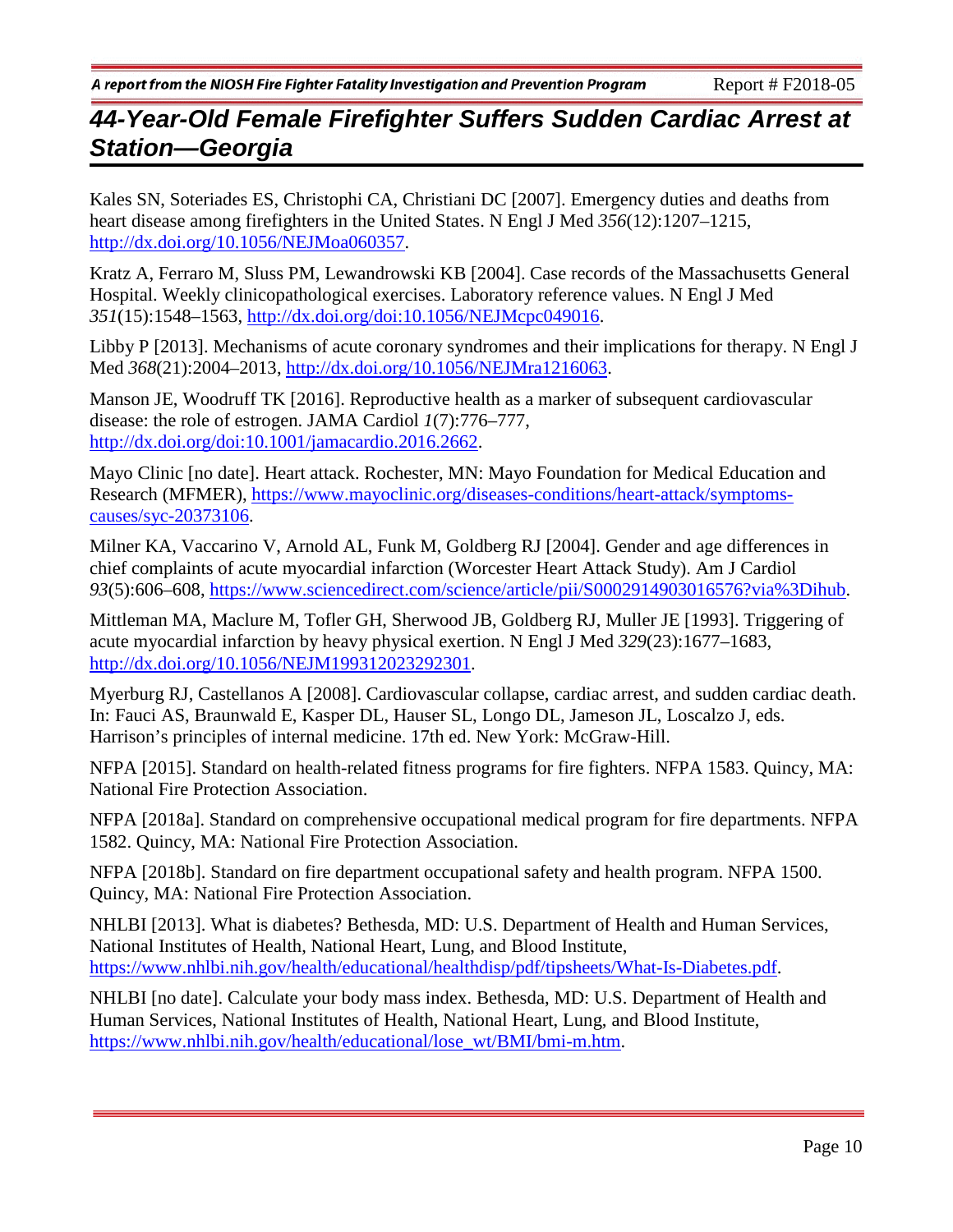Kales SN, Soteriades ES, Christophi CA, Christiani DC [2007]. Emergency duties and deaths from heart disease among firefighters in the United States. N Engl J Med *356*(12):1207–1215, http://dx.doi.org/10.1056/NEJMoa060357.

Kratz A, Ferraro M, Sluss PM, Lewandrowski KB [2004]. Case records of the Massachusetts General Hospital. Weekly clinicopathological exercises. Laboratory reference values. N Engl J Med *351*(15):1548–1563, http://dx.doi.org/doi:10.1056/NEJMcpc049016.

Libby P [2013]. Mechanisms of acute coronary syndromes and their implications for therapy. N Engl J Med *368*(21):2004–2013, http://dx.doi.org/10.1056/NEJMra1216063.

Manson JE, Woodruff TK [2016]. Reproductive health as a marker of subsequent cardiovascular disease: the role of estrogen. JAMA Cardiol *1*(7):776–777, http://dx.doi.org/doi:10.1001/jamacardio.2016.2662.

Mayo Clinic [no date]. Heart attack. Rochester, MN: Mayo Foundation for Medical Education and Research (MFMER), https://www.mayoclinic.org/diseases-conditions/heart-attack/symptoms-causes/syc-20373106.

Milner KA, Vaccarino V, Arnold AL, Funk M, Goldberg RJ [2004]. Gender and age differences in chief complaints of acute myocardial infarction (Worcester Heart Attack Study). Am J Cardiol *93*(5):606–608, https://www.sciencedirect.com/science/article/pii/S0002914903016576?via%3Dihub.

Mittleman MA, Maclure M, Tofler GH, Sherwood JB, Goldberg RJ, Muller JE [1993]. Triggering of acute myocardial infarction by heavy physical exertion. N Engl J Med *329*(23):1677–1683, http://dx.doi.org/10.1056/NEJM199312023292301.

Myerburg RJ, Castellanos A [2008]. Cardiovascular collapse, cardiac arrest, and sudden cardiac death. In: Fauci AS, Braunwald E, Kasper DL, Hauser SL, Longo DL, Jameson JL, Loscalzo J, eds. Harrison's principles of internal medicine. 17th ed. New York: McGraw-Hill.

NFPA [2015]. Standard on health-related fitness programs for fire fighters. NFPA 1583. Quincy, MA: National Fire Protection Association.

NFPA [2018a]. Standard on comprehensive occupational medical program for fire departments. NFPA 1582. Quincy, MA: National Fire Protection Association.

NFPA [2018b]. Standard on fire department occupational safety and health program. NFPA 1500. Quincy, MA: National Fire Protection Association.

NHLBI [2013]. What is diabetes? Bethesda, MD: U.S. Department of Health and Human Services, National Institutes of Health, National Heart, Lung, and Blood Institute, https://www.nhlbi.nih.gov/health/educational/healthdisp/pdf/tipsheets/What-Is-Diabetes.pdf.

NHLBI [no date]. Calculate your body mass index. Bethesda, MD: U.S. Department of Health and Human Services, National Institutes of Health, National Heart, Lung, and Blood Institute, https://www.nhlbi.nih.gov/health/educational/lose_wt/BMI/bmi-m.htm.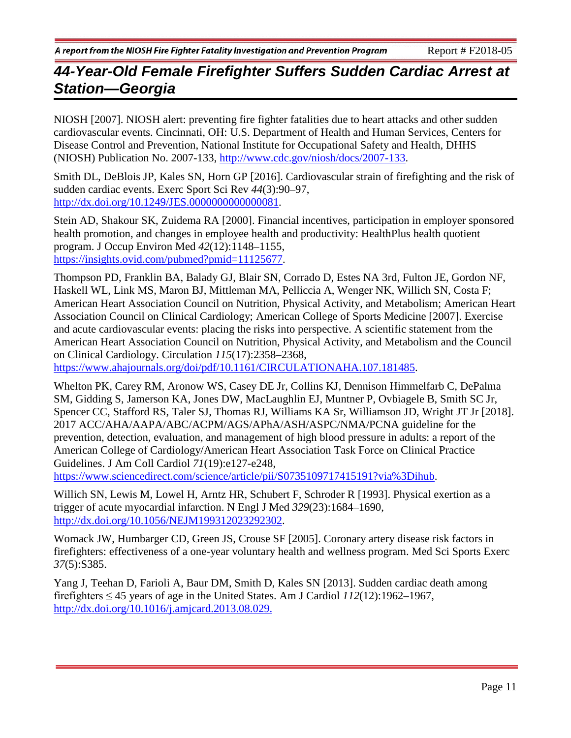NIOSH [2007]. NIOSH alert: preventing fire fighter fatalities due to heart attacks and other sudden cardiovascular events. Cincinnati, OH: U.S. Department of Health and Human Services, Centers for Disease Control and Prevention, National Institute for Occupational Safety and Health, DHHS (NIOSH) Publication No. 2007-133, http://www.cdc.gov/niosh/docs/2007-133.

Smith DL, DeBlois JP, Kales SN, Horn GP [2016]. Cardiovascular strain of firefighting and the risk of sudden cardiac events. Exerc Sport Sci Rev *44*(3):90–97, http://dx.doi.org/10.1249/JES.0000000000000081.

Stein AD, Shakour SK, Zuidema RA [2000]. Financial incentives, participation in employer sponsored health promotion, and changes in employee health and productivity: HealthPlus health quotient program. J Occup Environ Med *42*(12):1148–1155, https://insights.ovid.com/pubmed?pmid=11125677.

Thompson PD, Franklin BA, Balady GJ, Blair SN, Corrado D, Estes NA 3rd, Fulton JE, Gordon NF, Haskell WL, Link MS, Maron BJ, Mittleman MA, Pelliccia A, Wenger NK, Willich SN, Costa F; American Heart Association Council on Nutrition, Physical Activity, and Metabolism; American Heart Association Council on Clinical Cardiology; American College of Sports Medicine [2007]. Exercise and acute cardiovascular events: placing the risks into perspective. A scientific statement from the American Heart Association Council on Nutrition, Physical Activity, and Metabolism and the Council on Clinical Cardiology. Circulation *115*(17):2358–2368, https://www.ahajournals.org/doi/pdf/10.1161/CIRCULATIONAHA.107.181485.

Whelton PK, Carey RM, Aronow WS, Casey DE Jr, Collins KJ, Dennison Himmelfarb C, DePalma SM, Gidding S, Jamerson KA, Jones DW, MacLaughlin EJ, Muntner P, Ovbiagele B, Smith SC Jr, Spencer CC, Stafford RS, Taler SJ, Thomas RJ, Williams KA Sr, Williamson JD, Wright JT Jr [2018]. 2017 ACC/AHA/AAPA/ABC/ACPM/AGS/APhA/ASH/ASPC/NMA/PCNA guideline for the prevention, detection, evaluation, and management of high blood pressure in adults: a report of the American College of Cardiology/American Heart Association Task Force on Clinical Practice Guidelines. J Am Coll Cardiol *71*(19):e127-e248, https://www.sciencedirect.com/science/article/pii/S0735109717415191?via%3Dihub.

Willich SN, Lewis M, Lowel H, Arntz HR, Schubert F, Schroder R [1993]. Physical exertion as a trigger of acute myocardial infarction. N Engl J Med *329*(23):1684–1690, http://dx.doi.org/10.1056/NEJM199312023292302.

Womack JW, Humbarger CD, Green JS, Crouse SF [2005]. Coronary artery disease risk factors in firefighters: effectiveness of a one-year voluntary health and wellness program. Med Sci Sports Exerc *37*(5):S385.

Yang J, Teehan D, Farioli A, Baur DM, Smith D, Kales SN [2013]. Sudden cardiac death among firefighters ≤ 45 years of age in the United States. Am J Cardiol *112*(12):1962–1967, http://dx.doi.org/10.1016/j.amjcard.2013.08.029.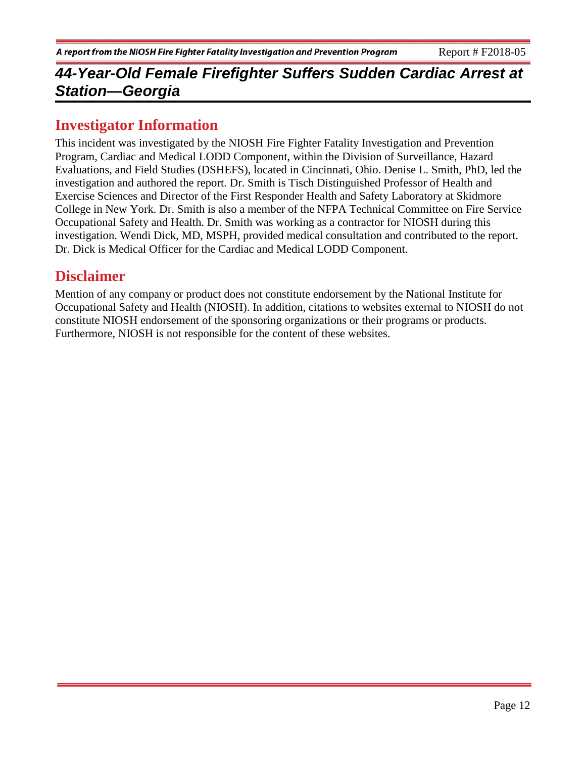# 44-Year-Old Female Firefighter Suffers Sudden Cardiac Arrest at Station—Georgia

## Investigator Information

This incident was investigated by the NIOSH Fire Fighter Fatality Investigation and Prevention Program, Cardiac and Medical LODD Component, within the Division of Surveillance, Hazard Evaluations, and Field Studies (DSHEFS), located in Cincinnati, Ohio. Denise L. Smith, PhD, led the investigation and authored the report. Dr. Smith is Tisch Distinguished Professor of Health and Exercise Sciences and Director of the First Responder Health and Safety Laboratory at Skidmore College in New York. Dr. Smith is also a member of the NFPA Technical Committee on Fire Service Occupational Safety and Health. Dr. Smith was working as a contractor for NIOSH during this investigation. Wendi Dick, MD, MSPH, provided medical consultation and contributed to the report. Dr. Dick is Medical Officer for the Cardiac and Medical LODD Component.

## Disclaimer

Mention of any company or product does not constitute endorsement by the National Institute for Occupational Safety and Health (NIOSH). In addition, citations to websites external to NIOSH do not constitute NIOSH endorsement of the sponsoring organizations or their programs or products. Furthermore, NIOSH is not responsible for the content of these websites.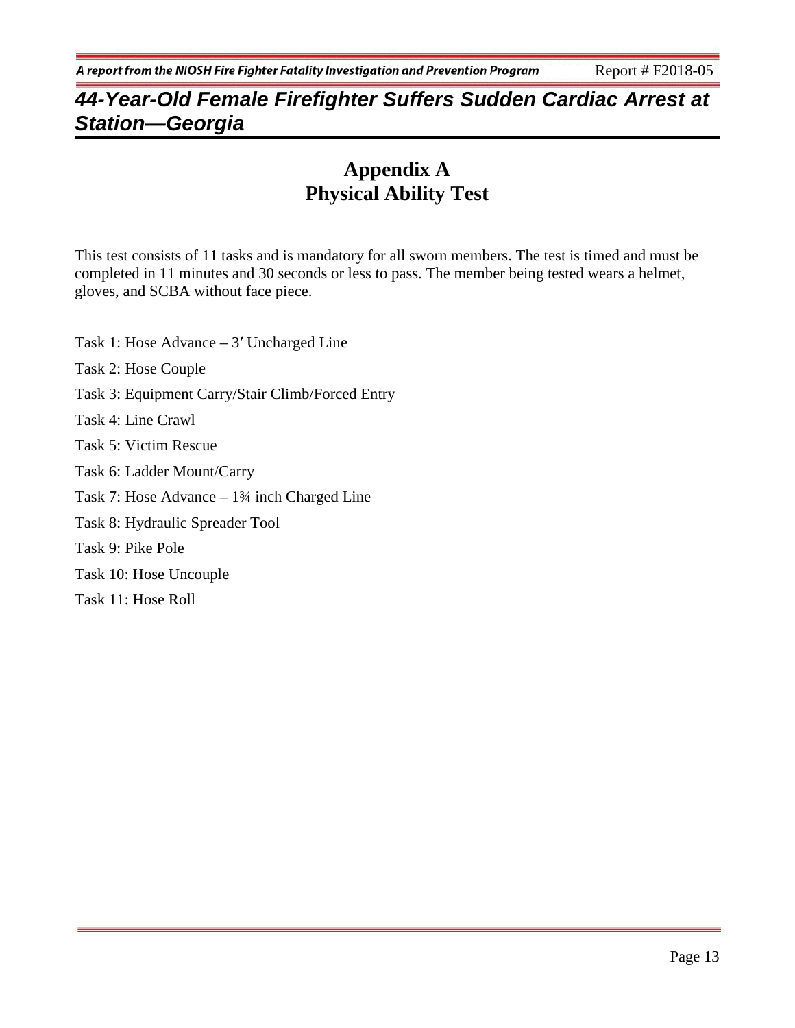# Appendix A
# Physical Ability Test

This test consists of 11 tasks and is mandatory for all sworn members. The test is timed and must be completed in 11 minutes and 30 seconds or less to pass. The member being tested wears a helmet, gloves, and SCBA without face piece.

Task 1: Hose Advance – 3′ Uncharged Line

Task 2: Hose Couple

Task 3: Equipment Carry/Stair Climb/Forced Entry

Task 4: Line Crawl

Task 5: Victim Rescue

Task 6: Ladder Mount/Carry

Task 7: Hose Advance – 1¾ inch Charged Line

Task 8: Hydraulic Spreader Tool

Task 9: Pike Pole

Task 10: Hose Uncouple

Task 11: Hose Roll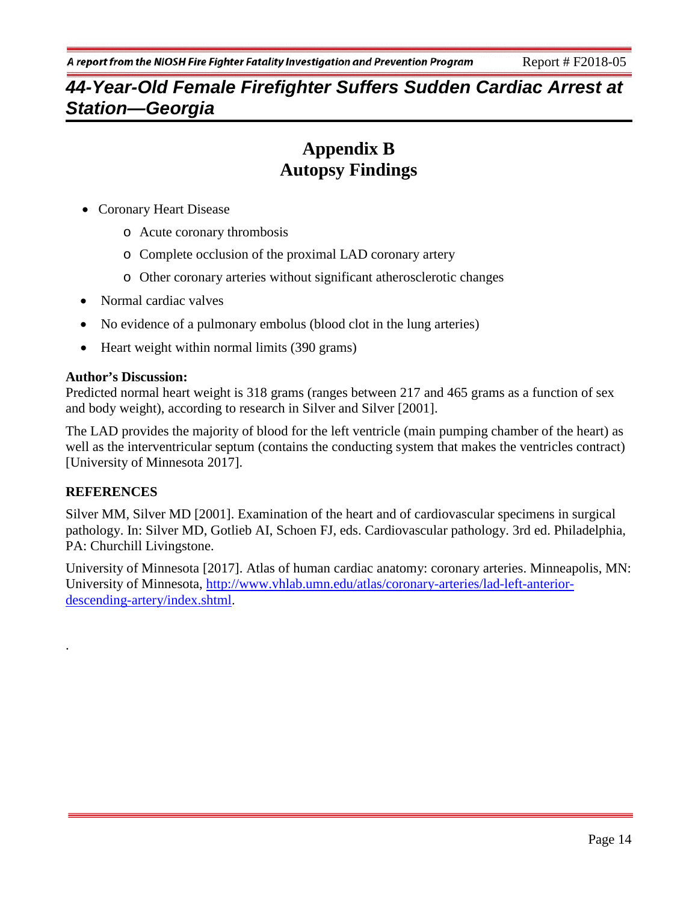# Appendix B
# Autopsy Findings

- Coronary Heart Disease
  - Acute coronary thrombosis
  - Complete occlusion of the proximal LAD coronary artery
  - Other coronary arteries without significant atherosclerotic changes
- Normal cardiac valves
- No evidence of a pulmonary embolus (blood clot in the lung arteries)
- Heart weight within normal limits (390 grams)

**Author's Discussion:**
Predicted normal heart weight is 318 grams (ranges between 217 and 465 grams as a function of sex and body weight), according to research in Silver and Silver [2001].

The LAD provides the majority of blood for the left ventricle (main pumping chamber of the heart) as well as the interventricular septum (contains the conducting system that makes the ventricles contract) [University of Minnesota 2017].

## REFERENCES

Silver MM, Silver MD [2001]. Examination of the heart and of cardiovascular specimens in surgical pathology. In: Silver MD, Gotlieb AI, Schoen FJ, eds. Cardiovascular pathology. 3rd ed. Philadelphia, PA: Churchill Livingstone.

University of Minnesota [2017]. Atlas of human cardiac anatomy: coronary arteries. Minneapolis, MN: University of Minnesota, http://www.vhlab.umn.edu/atlas/coronary-arteries/lad-left-anterior-descending-artery/index.shtml.